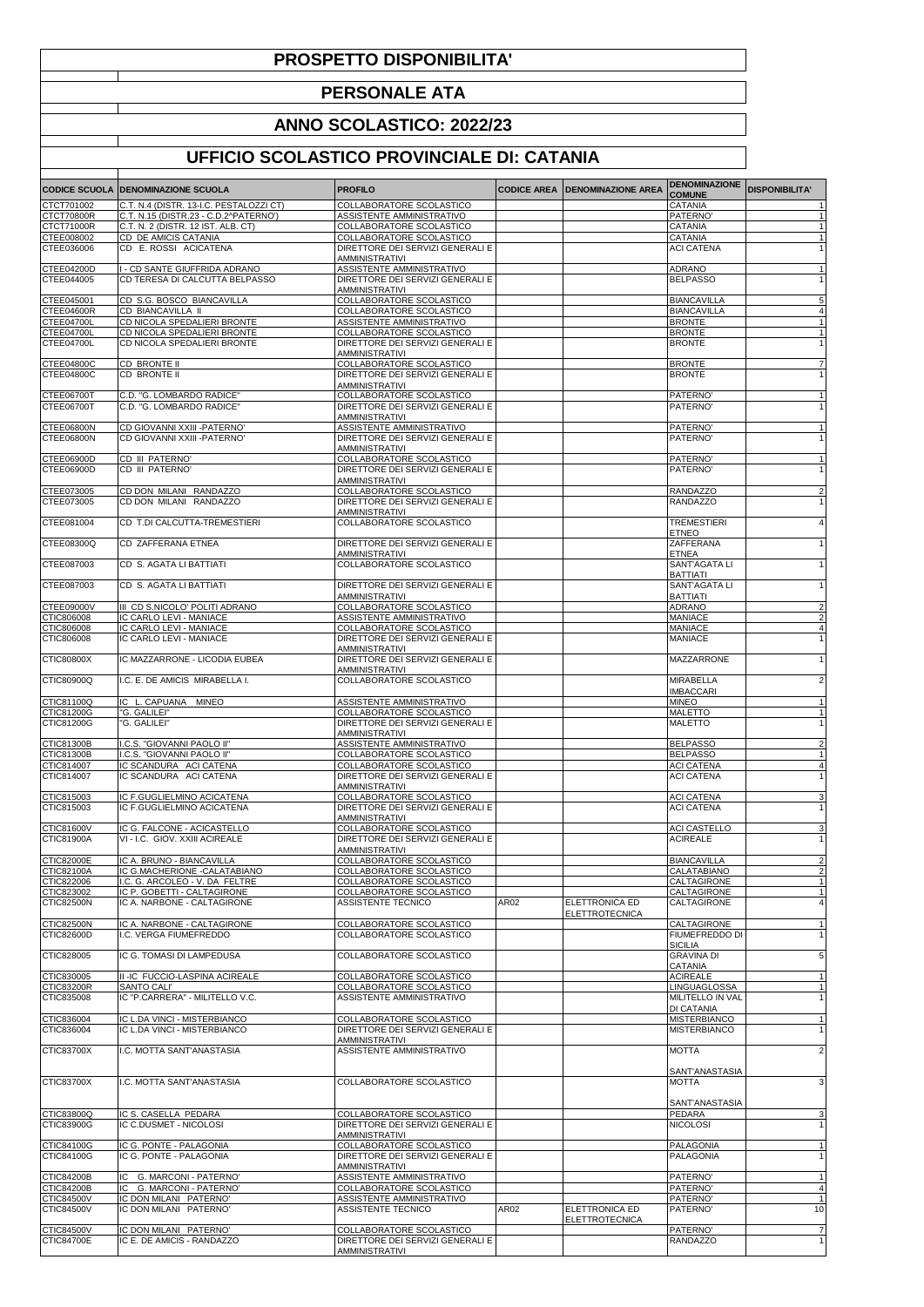# PROSPETTO DISPONIBILITA'

## PERSONALE ATA

## ANNO SCOLASTICO: 2022/23

## UFFICIO SCOLASTICO PROVINCIALE DI: CATANIA

| CODICE SCUOLA | DENOMINAZIONE SCUOLA | PROFILO | CODICE AREA | DENOMINAZIONE AREA | DENOMINAZIONE COMUNE | DISPONIBILITA' |
|---|---|---|---|---|---|---|
| CTCT701002 | C.T. N.4 (DISTR. 13-I.C. PESTALOZZI CT) | COLLABORATORE SCOLASTICO | | | CATANIA | 1 |
| CTCT70800R | C.T. N.15 (DISTR.23 - C.D.2^PATERNO') | ASSISTENTE AMMINISTRATIVO | | | PATERNO' | 1 |
| CTCT71000R | C.T. N. 2 (DISTR. 12 IST. ALB. CT) | COLLABORATORE SCOLASTICO | | | CATANIA | 1 |
| CTEE008002 | CD DE AMICIS CATANIA | COLLABORATORE SCOLASTICO | | | CATANIA | 1 |
| CTEE036006 | CD E. ROSSI ACICATENA | DIRETTORE DEI SERVIZI GENERALI E AMMINISTRATIVI | | | ACI CATENA | 1 |
| CTEE04200D | I - CD SANTE GIUFFRIDA ADRANO | ASSISTENTE AMMINISTRATIVO | | | ADRANO | 1 |
| CTEE044005 | CD TERESA DI CALCUTTA BELPASSO | DIRETTORE DEI SERVIZI GENERALI E AMMINISTRATIVI | | | BELPASSO | 1 |
| CTEE045001 | CD S.G. BOSCO BIANCAVILLA | COLLABORATORE SCOLASTICO | | | BIANCAVILLA | 5 |
| CTEE04600R | CD BIANCAVILLA II | COLLABORATORE SCOLASTICO | | | BIANCAVILLA | 4 |
| CTEE04700L | CD NICOLA SPEDALIERI BRONTE | ASSISTENTE AMMINISTRATIVO | | | BRONTE | 1 |
| CTEE04700L | CD NICOLA SPEDALIERI BRONTE | COLLABORATORE SCOLASTICO | | | BRONTE | 1 |
| CTEE04700L | CD NICOLA SPEDALIERI BRONTE | DIRETTORE DEI SERVIZI GENERALI E AMMINISTRATIVI | | | BRONTE | 1 |
| CTEE04800C | CD BRONTE II | COLLABORATORE SCOLASTICO | | | BRONTE | 7 |
| CTEE04800C | CD BRONTE II | DIRETTORE DEI SERVIZI GENERALI E AMMINISTRATIVI | | | BRONTE | 1 |
| CTEE06700T | C.D. "G. LOMBARDO RADICE" | COLLABORATORE SCOLASTICO | | | PATERNO' | 1 |
| CTEE06700T | C.D. "G. LOMBARDO RADICE" | DIRETTORE DEI SERVIZI GENERALI E AMMINISTRATIVI | | | PATERNO' | 1 |
| CTEE06800N | CD GIOVANNI XXIII -PATERNO' | ASSISTENTE AMMINISTRATIVO | | | PATERNO' | 1 |
| CTEE06800N | CD GIOVANNI XXIII -PATERNO' | DIRETTORE DEI SERVIZI GENERALI E AMMINISTRATIVI | | | PATERNO' | 1 |
| CTEE06900D | CD III PATERNO' | COLLABORATORE SCOLASTICO | | | PATERNO' | 1 |
| CTEE06900D | CD III PATERNO' | DIRETTORE DEI SERVIZI GENERALI E AMMINISTRATIVI | | | PATERNO' | 1 |
| CTEE073005 | CD DON MILANI RANDAZZO | COLLABORATORE SCOLASTICO | | | RANDAZZO | 2 |
| CTEE073005 | CD DON MILANI RANDAZZO | DIRETTORE DEI SERVIZI GENERALI E AMMINISTRATIVI | | | RANDAZZO | 1 |
| CTEE081004 | CD T.DI CALCUTTA-TREMESTIERI | COLLABORATORE SCOLASTICO | | | TREMESTIERI ETNEO | 4 |
| CTEE08300Q | CD ZAFFERANA ETNEA | DIRETTORE DEI SERVIZI GENERALI E AMMINISTRATIVI | | | ZAFFERANA ETNEA | 1 |
| CTEE087003 | CD S. AGATA LI BATTIATI | COLLABORATORE SCOLASTICO | | | SANT'AGATA LI BATTIATI | 1 |
| CTEE087003 | CD S. AGATA LI BATTIATI | DIRETTORE DEI SERVIZI GENERALI E AMMINISTRATIVI | | | SANT'AGATA LI BATTIATI | 1 |
| CTEE09000V | III CD S.NICOLO' POLITI ADRANO | COLLABORATORE SCOLASTICO | | | ADRANO | 2 |
| CTIC806008 | IC CARLO LEVI - MANIACE | ASSISTENTE AMMINISTRATIVO | | | MANIACE | 2 |
| CTIC806008 | IC CARLO LEVI - MANIACE | COLLABORATORE SCOLASTICO | | | MANIACE | 4 |
| CTIC806008 | IC CARLO LEVI - MANIACE | DIRETTORE DEI SERVIZI GENERALI E AMMINISTRATIVI | | | MANIACE | 1 |
| CTIC80800X | IC MAZZARRONE - LICODIA EUBEA | DIRETTORE DEI SERVIZI GENERALI E AMMINISTRATIVI | | | MAZZARRONE | 1 |
| CTIC80900Q | I.C. E. DE AMICIS MIRABELLA I. | COLLABORATORE SCOLASTICO | | | MIRABELLA IMBACCARI | 2 |
| CTIC81100Q | IC L. CAPUANA MINEO | ASSISTENTE AMMINISTRATIVO | | | MINEO | 1 |
| CTIC81200G | "G. GALILEI" | COLLABORATORE SCOLASTICO | | | MALETTO | 1 |
| CTIC81200G | "G. GALILEI" | DIRETTORE DEI SERVIZI GENERALI E AMMINISTRATIVI | | | MALETTO | 1 |
| CTIC81300B | I.C.S. "GIOVANNI PAOLO II" | ASSISTENTE AMMINISTRATIVO | | | BELPASSO | 2 |
| CTIC81300B | I.C.S. "GIOVANNI PAOLO II" | COLLABORATORE SCOLASTICO | | | BELPASSO | 1 |
| CTIC814007 | IC SCANDURA ACI CATENA | COLLABORATORE SCOLASTICO | | | ACI CATENA | 4 |
| CTIC814007 | IC SCANDURA ACI CATENA | DIRETTORE DEI SERVIZI GENERALI E AMMINISTRATIVI | | | ACI CATENA | 1 |
| CTIC815003 | IC F.GUGLIELMINO ACICATENA | COLLABORATORE SCOLASTICO | | | ACI CATENA | 3 |
| CTIC815003 | IC F.GUGLIELMINO ACICATENA | DIRETTORE DEI SERVIZI GENERALI E AMMINISTRATIVI | | | ACI CATENA | 1 |
| CTIC81600V | IC G. FALCONE - ACICASTELLO | COLLABORATORE SCOLASTICO | | | ACI CASTELLO | 3 |
| CTIC81900A | VI - I.C. GIOV. XXIII ACIREALE | DIRETTORE DEI SERVIZI GENERALI E AMMINISTRATIVI | | | ACIREALE | 1 |
| CTIC82000E | IC A. BRUNO - BIANCAVILLA | COLLABORATORE SCOLASTICO | | | BIANCAVILLA | 2 |
| CTIC82100A | IC G.MACHERIONE -CALATABIANO | COLLABORATORE SCOLASTICO | | | CALATABIANO | 2 |
| CTIC822006 | I.C. G. ARCOLEO - V. DA FELTRE | COLLABORATORE SCOLASTICO | | | CALTAGIRONE | 1 |
| CTIC823002 | IC P. GOBETTI - CALTAGIRONE | COLLABORATORE SCOLASTICO | | | CALTAGIRONE | 1 |
| CTIC82500N | IC A. NARBONE - CALTAGIRONE | ASSISTENTE TECNICO | AR02 | ELETTRONICA ED ELETTROTECNICA | CALTAGIRONE | 4 |
| CTIC82500N | IC A. NARBONE - CALTAGIRONE | COLLABORATORE SCOLASTICO | | | CALTAGIRONE | 1 |
| CTIC82600D | I.C. VERGA FIUMEFREDDO | COLLABORATORE SCOLASTICO | | | FIUMEFREDDO DI SICILIA | 1 |
| CTIC828005 | IC G. TOMASI DI LAMPEDUSA | COLLABORATORE SCOLASTICO | | | GRAVINA DI CATANIA | 5 |
| CTIC830005 | II -IC FUCCIO-LASPINA ACIREALE | COLLABORATORE SCOLASTICO | | | ACIREALE | 1 |
| CTIC83200R | SANTO CALI' | COLLABORATORE SCOLASTICO | | | LINGUAGLOSSA | 1 |
| CTIC835008 | IC "P.CARRERA" - MILITELLO V.C. | ASSISTENTE AMMINISTRATIVO | | | MILITELLO IN VAL DI CATANIA | 1 |
| CTIC836004 | IC L.DA VINCI - MISTERBIANCO | COLLABORATORE SCOLASTICO | | | MISTERBIANCO | 1 |
| CTIC836004 | IC L.DA VINCI - MISTERBIANCO | DIRETTORE DEI SERVIZI GENERALI E AMMINISTRATIVI | | | MISTERBIANCO | 1 |
| CTIC83700X | I.C. MOTTA SANT'ANASTASIA | ASSISTENTE AMMINISTRATIVO | | | MOTTA SANT'ANASTASIA | 2 |
| CTIC83700X | I.C. MOTTA SANT'ANASTASIA | COLLABORATORE SCOLASTICO | | | MOTTA SANT'ANASTASIA | 3 |
| CTIC83800Q | IC S. CASELLA PEDARA | COLLABORATORE SCOLASTICO | | | PEDARA | 3 |
| CTIC83900G | IC C.DUSMET - NICOLOSI | DIRETTORE DEI SERVIZI GENERALI E AMMINISTRATIVI | | | NICOLOSI | 1 |
| CTIC84100G | IC G. PONTE - PALAGONIA | COLLABORATORE SCOLASTICO | | | PALAGONIA | 1 |
| CTIC84100G | IC G. PONTE - PALAGONIA | DIRETTORE DEI SERVIZI GENERALI E AMMINISTRATIVI | | | PALAGONIA | 1 |
| CTIC84200B | IC G. MARCONI - PATERNO' | ASSISTENTE AMMINISTRATIVO | | | PATERNO' | 1 |
| CTIC84200B | IC G. MARCONI - PATERNO' | COLLABORATORE SCOLASTICO | | | PATERNO' | 4 |
| CTIC84500V | IC DON MILANI PATERNO' | ASSISTENTE AMMINISTRATIVO | | | PATERNO' | 1 |
| CTIC84500V | IC DON MILANI PATERNO' | ASSISTENTE TECNICO | AR02 | ELETTRONICA ED ELETTROTECNICA | PATERNO' | 10 |
| CTIC84500V | IC DON MILANI PATERNO' | COLLABORATORE SCOLASTICO | | | PATERNO' | 7 |
| CTIC84700E | IC E. DE AMICIS - RANDAZZO | DIRETTORE DEI SERVIZI GENERALI E AMMINISTRATIVI | | | RANDAZZO | 1 |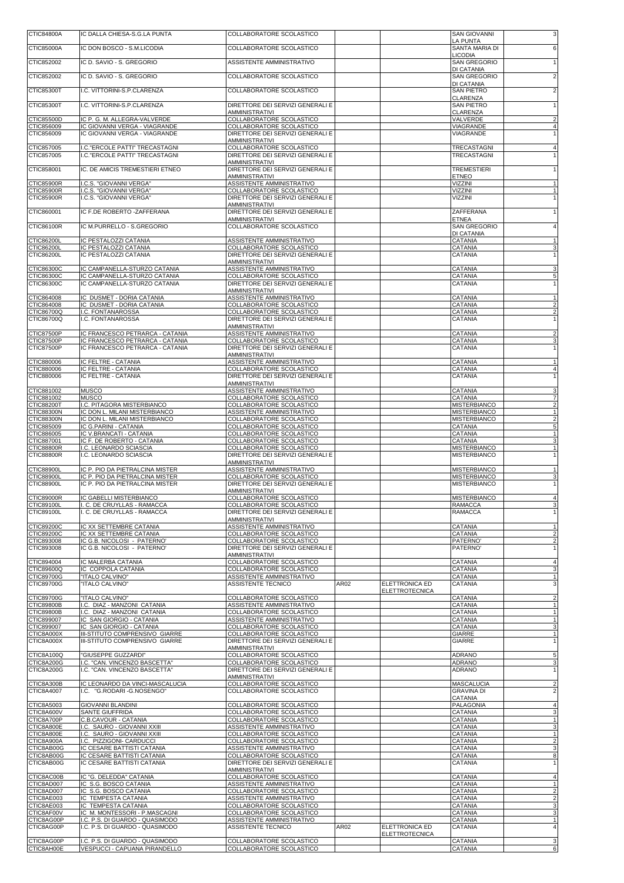| | | | | | | |
|---|---|---|---|---|---|---|
| CTIC84800A | IC DALLA CHIESA-S.G.LA PUNTA | COLLABORATORE SCOLASTICO | | | SAN GIOVANNI LA PUNTA | 3 |
| CTIC85000A | IC DON BOSCO - S.M.LICODIA | COLLABORATORE SCOLASTICO | | | SANTA MARIA DI LICODIA | 6 |
| CTIC852002 | IC D. SAVIO - S. GREGORIO | ASSISTENTE AMMINISTRATIVO | | | SAN GREGORIO DI CATANIA | 1 |
| CTIC852002 | IC D. SAVIO - S. GREGORIO | COLLABORATORE SCOLASTICO | | | SAN GREGORIO DI CATANIA | 2 |
| CTIC85300T | I.C. VITTORINI-S.P.CLARENZA | COLLABORATORE SCOLASTICO | | | SAN PIETRO CLARENZA | 2 |
| CTIC85300T | I.C. VITTORINI-S.P.CLARENZA | DIRETTORE DEI SERVIZI GENERALI E AMMINISTRATIVI | | | SAN PIETRO CLARENZA | 1 |
| CTIC85500D | IC P. G. M. ALLEGRA-VALVERDE | COLLABORATORE SCOLASTICO | | | VALVERDE | 2 |
| CTIC856009 | IC GIOVANNI VERGA - VIAGRANDE | COLLABORATORE SCOLASTICO | | | VIAGRANDE | 4 |
| CTIC856009 | IC GIOVANNI VERGA - VIAGRANDE | DIRETTORE DEI SERVIZI GENERALI E AMMINISTRATIVI | | | VIAGRANDE | 1 |
| CTIC857005 | I.C."ERCOLE PATTI" TRECASTAGNI | COLLABORATORE SCOLASTICO | | | TRECASTAGNI | 4 |
| CTIC857005 | I.C."ERCOLE PATTI" TRECASTAGNI | DIRETTORE DEI SERVIZI GENERALI E AMMINISTRATIVI | | | TRECASTAGNI | 1 |
| CTIC858001 | IC. DE AMICIS TREMESTIERI ETNEO | DIRETTORE DEI SERVIZI GENERALI E AMMINISTRATIVI | | | TREMESTIERI ETNEO | 1 |
| CTIC85900R | I.C.S. "GIOVANNI VERGA" | ASSISTENTE AMMINISTRATIVO | | | VIZZINI | 1 |
| CTIC85900R | I.C.S. "GIOVANNI VERGA" | COLLABORATORE SCOLASTICO | | | VIZZINI | 1 |
| CTIC85900R | I.C.S. "GIOVANNI VERGA" | DIRETTORE DEI SERVIZI GENERALI E AMMINISTRATIVI | | | VIZZINI | 1 |
| CTIC860001 | IC F.DE ROBERTO -ZAFFERANA | DIRETTORE DEI SERVIZI GENERALI E AMMINISTRATIVI | | | ZAFFERANA ETNEA | 1 |
| CTIC86100R | IC M.PURRELLO - S.GREGORIO | COLLABORATORE SCOLASTICO | | | SAN GREGORIO DI CATANIA | 4 |
| CTIC86200L | IC PESTALOZZI CATANIA | ASSISTENTE AMMINISTRATIVO | | | CATANIA | 1 |
| CTIC86200L | IC PESTALOZZI CATANIA | COLLABORATORE SCOLASTICO | | | CATANIA | 3 |
| CTIC86200L | IC PESTALOZZI CATANIA | DIRETTORE DEI SERVIZI GENERALI E AMMINISTRATIVI | | | CATANIA | 1 |
| CTIC86300C | IC CAMPANELLA-STURZO CATANIA | ASSISTENTE AMMINISTRATIVO | | | CATANIA | 3 |
| CTIC86300C | IC CAMPANELLA-STURZO CATANIA | COLLABORATORE SCOLASTICO | | | CATANIA | 5 |
| CTIC86300C | IC CAMPANELLA-STURZO CATANIA | DIRETTORE DEI SERVIZI GENERALI E AMMINISTRATIVI | | | CATANIA | 1 |
| CTIC864008 | IC DUSMET - DORIA CATANIA | ASSISTENTE AMMINISTRATIVO | | | CATANIA | 1 |
| CTIC864008 | IC DUSMET - DORIA CATANIA | COLLABORATORE SCOLASTICO | | | CATANIA | 2 |
| CTIC86700Q | I.C. FONTANAROSSA | COLLABORATORE SCOLASTICO | | | CATANIA | 2 |
| CTIC86700Q | I.C. FONTANAROSSA | DIRETTORE DEI SERVIZI GENERALI E AMMINISTRATIVI | | | CATANIA | 1 |
| CTIC87500P | IC FRANCESCO PETRARCA - CATANIA | ASSISTENTE AMMINISTRATIVO | | | CATANIA | 2 |
| CTIC87500P | IC FRANCESCO PETRARCA - CATANIA | COLLABORATORE SCOLASTICO | | | CATANIA | 3 |
| CTIC87500P | IC FRANCESCO PETRARCA - CATANIA | DIRETTORE DEI SERVIZI GENERALI E AMMINISTRATIVI | | | CATANIA | 1 |
| CTIC880006 | IC FELTRE - CATANIA | ASSISTENTE AMMINISTRATIVO | | | CATANIA | 1 |
| CTIC880006 | IC FELTRE - CATANIA | COLLABORATORE SCOLASTICO | | | CATANIA | 4 |
| CTIC880006 | IC FELTRE - CATANIA | DIRETTORE DEI SERVIZI GENERALI E AMMINISTRATIVI | | | CATANIA | 1 |
| CTIC881002 | MUSCO | ASSISTENTE AMMINISTRATIVO | | | CATANIA | 3 |
| CTIC881002 | MUSCO | COLLABORATORE SCOLASTICO | | | CATANIA | 7 |
| CTIC88200T | I.C. PITAGORA MISTERBIANCO | COLLABORATORE SCOLASTICO | | | MISTERBIANCO | 2 |
| CTIC88300N | IC DON L. MILANI MISTERBIANCO | ASSISTENTE AMMINISTRATIVO | | | MISTERBIANCO | 1 |
| CTIC88300N | IC DON L. MILANI MISTERBIANCO | COLLABORATORE SCOLASTICO | | | MISTERBIANCO | 2 |
| CTIC885009 | IC G.PARINI - CATANIA | COLLABORATORE SCOLASTICO | | | CATANIA | 5 |
| CTIC886005 | IC V.BRANCATI - CATANIA | COLLABORATORE SCOLASTICO | | | CATANIA | 1 |
| CTIC887001 | IC F. DE ROBERTO - CATANIA | COLLABORATORE SCOLASTICO | | | CATANIA | 3 |
| CTIC88800R | I.C. LEONARDO SCIASCIA | COLLABORATORE SCOLASTICO | | | MISTERBIANCO | 1 |
| CTIC88800R | I.C. LEONARDO SCIASCIA | DIRETTORE DEI SERVIZI GENERALI E AMMINISTRATIVI | | | MISTERBIANCO | 1 |
| CTIC88900L | IC P. PIO DA PIETRALCINA MISTER | ASSISTENTE AMMINISTRATIVO | | | MISTERBIANCO | 1 |
| CTIC88900L | IC P. PIO DA PIETRALCINA MISTER | COLLABORATORE SCOLASTICO | | | MISTERBIANCO | 3 |
| CTIC88900L | IC P. PIO DA PIETRALCINA MISTER | DIRETTORE DEI SERVIZI GENERALI E AMMINISTRATIVI | | | MISTERBIANCO | 1 |
| CTIC89000R | IC GABELLI MISTERBIANCO | COLLABORATORE SCOLASTICO | | | MISTERBIANCO | 4 |
| CTIC89100L | I. C. DE CRUYLLAS - RAMACCA | COLLABORATORE SCOLASTICO | | | RAMACCA | 3 |
| CTIC89100L | I. C. DE CRUYLLAS - RAMACCA | DIRETTORE DEI SERVIZI GENERALI E AMMINISTRATIVI | | | RAMACCA | 1 |
| CTIC89200C | IC XX SETTEMBRE CATANIA | ASSISTENTE AMMINISTRATIVO | | | CATANIA | 1 |
| CTIC89200C | IC XX SETTEMBRE CATANIA | COLLABORATORE SCOLASTICO | | | CATANIA | 2 |
| CTIC893008 | IC G.B. NICOLOSI - PATERNO' | COLLABORATORE SCOLASTICO | | | PATERNO' | 2 |
| CTIC893008 | IC G.B. NICOLOSI - PATERNO' | DIRETTORE DEI SERVIZI GENERALI E AMMINISTRATIVI | | | PATERNO' | 1 |
| CTIC894004 | IC MALERBA CATANIA | COLLABORATORE SCOLASTICO | | | CATANIA | 4 |
| CTIC89600Q | IC COPPOLA CATANIA | COLLABORATORE SCOLASTICO | | | CATANIA | 3 |
| CTIC89700G | "ITALO CALVINO" | ASSISTENTE AMMINISTRATIVO | | | CATANIA | 1 |
| CTIC89700G | "ITALO CALVINO" | ASSISTENTE TECNICO | AR02 | ELETTRONICA ED ELETTROTECNICA | CATANIA | 3 |
| CTIC89700G | "ITALO CALVINO" | COLLABORATORE SCOLASTICO | | | CATANIA | 2 |
| CTIC89800B | I.C. DIAZ - MANZONI CATANIA | ASSISTENTE AMMINISTRATIVO | | | CATANIA | 1 |
| CTIC89800B | I.C. DIAZ - MANZONI CATANIA | COLLABORATORE SCOLASTICO | | | CATANIA | 1 |
| CTIC899007 | IC SAN GIORGIO - CATANIA | ASSISTENTE AMMINISTRATIVO | | | CATANIA | 1 |
| CTIC899007 | IC SAN GIORGIO - CATANIA | COLLABORATORE SCOLASTICO | | | CATANIA | 3 |
| CTIC8A000X | III-STITUTO COMPRENSIVO GIARRE | COLLABORATORE SCOLASTICO | | | GIARRE | 1 |
| CTIC8A000X | III-STITUTO COMPRENSIVO GIARRE | DIRETTORE DEI SERVIZI GENERALI E AMMINISTRATIVI | | | GIARRE | 1 |
| CTIC8A100Q | "GIUSEPPE GUZZARDI" | COLLABORATORE SCOLASTICO | | | ADRANO | 5 |
| CTIC8A200G | I.C. "CAN. VINCENZO BASCETTA" | COLLABORATORE SCOLASTICO | | | ADRANO | 3 |
| CTIC8A200G | I.C. "CAN. VINCENZO BASCETTA" | DIRETTORE DEI SERVIZI GENERALI E AMMINISTRATIVI | | | ADRANO | 1 |
| CTIC8A300B | IC LEONARDO DA VINCI-MASCALUCIA | COLLABORATORE SCOLASTICO | | | MASCALUCIA | 2 |
| CTIC8A4007 | I.C. "G.RODARI -G.NOSENGO" | COLLABORATORE SCOLASTICO | | | GRAVINA DI CATANIA | 2 |
| CTIC8A5003 | GIOVANNI BLANDINI | COLLABORATORE SCOLASTICO | | | PALAGONIA | 4 |
| CTIC8A600V | SANTE GIUFFRIDA | COLLABORATORE SCOLASTICO | | | CATANIA | 3 |
| CTIC8A700P | C.B.CAVOUR - CATANIA | COLLABORATORE SCOLASTICO | | | CATANIA | 1 |
| CTIC8A800E | I.C. SAURO - GIOVANNI XXIII | ASSISTENTE AMMINISTRATIVO | | | CATANIA | 3 |
| CTIC8A800E | I.C. SAURO - GIOVANNI XXIII | COLLABORATORE SCOLASTICO | | | CATANIA | 1 |
| CTIC8A900A | I.C. PIZZIGONI- CARDUCCI | COLLABORATORE SCOLASTICO | | | CATANIA | 2 |
| CTIC8AB00G | IC CESARE BATTISTI CATANIA | ASSISTENTE AMMINISTRATIVO | | | CATANIA | 3 |
| CTIC8AB00G | IC CESARE BATTISTI CATANIA | COLLABORATORE SCOLASTICO | | | CATANIA | 8 |
| CTIC8AB00G | IC CESARE BATTISTI CATANIA | DIRETTORE DEI SERVIZI GENERALI E AMMINISTRATIVI | | | CATANIA | 1 |
| CTIC8AC00B | IC "G. DELEDDA" CATANIA | COLLABORATORE SCOLASTICO | | | CATANIA | 4 |
| CTIC8AD007 | IC S.G. BOSCO CATANIA | ASSISTENTE AMMINISTRATIVO | | | CATANIA | 1 |
| CTIC8AD007 | IC S.G. BOSCO CATANIA | COLLABORATORE SCOLASTICO | | | CATANIA | 2 |
| CTIC8AE003 | IC TEMPESTA CATANIA | ASSISTENTE AMMINISTRATIVO | | | CATANIA | 2 |
| CTIC8AE003 | IC TEMPESTA CATANIA | COLLABORATORE SCOLASTICO | | | CATANIA | 3 |
| CTIC8AF00V | IC M. MONTESSORI - P.MASCAGNI | COLLABORATORE SCOLASTICO | | | CATANIA | 3 |
| CTIC8AG00P | I.C. P.S. DI GUARDO - QUASIMODO | ASSISTENTE AMMINISTRATIVO | | | CATANIA | 1 |
| CTIC8AG00P | I.C. P.S. DI GUARDO - QUASIMODO | ASSISTENTE TECNICO | AR02 | ELETTRONICA ED ELETTROTECNICA | CATANIA | 4 |
| CTIC8AG00P | I.C. P.S. DI GUARDO - QUASIMODO | COLLABORATORE SCOLASTICO | | | CATANIA | 3 |
| CTIC8AH00E | VESPUCCI - CAPUANA PIRANDELLO | COLLABORATORE SCOLASTICO | | | CATANIA | 6 |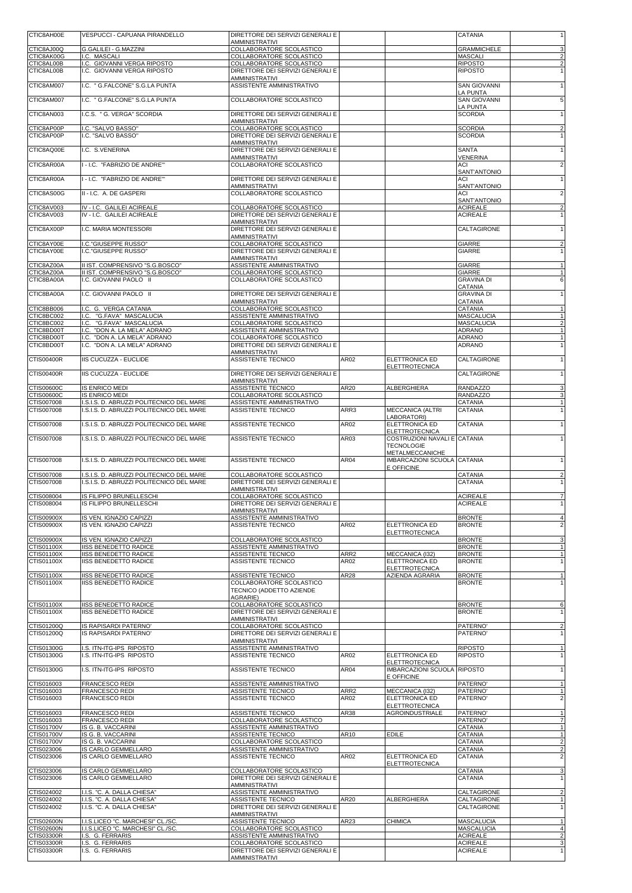| | | | | | | |
|---|---|---|---|---|---|---|
| CTIC8AH00E | VESPUCCI - CAPUANA PIRANDELLO | DIRETTORE DEI SERVIZI GENERALI E AMMINISTRATIVI | | | CATANIA | 1 |
| CTIC8AJ00Q | G.GALILEI - G.MAZZINI | COLLABORATORE SCOLASTICO | | | GRAMMICHELE | 3 |
| CTIC8AK00G | I.C. MASCALI | COLLABORATORE SCOLASTICO | | | MASCALI | 2 |
| CTIC8AL00B | I.C. GIOVANNI VERGA RIPOSTO | COLLABORATORE SCOLASTICO | | | RIPOSTO | 2 |
| CTIC8AL00B | I.C. GIOVANNI VERGA RIPOSTO | DIRETTORE DEI SERVIZI GENERALI E AMMINISTRATIVI | | | RIPOSTO | 1 |
| CTIC8AM007 | I.C. " G.FALCONE" S.G.LA PUNTA | ASSISTENTE AMMINISTRATIVO | | | SAN GIOVANNI LA PUNTA | 1 |
| CTIC8AM007 | I.C. " G.FALCONE" S.G.LA PUNTA | COLLABORATORE SCOLASTICO | | | SAN GIOVANNI LA PUNTA | 5 |
| CTIC8AN003 | I.C.S. " G. VERGA" SCORDIA | DIRETTORE DEI SERVIZI GENERALI E AMMINISTRATIVI | | | SCORDIA | 1 |
| CTIC8AP00P | I.C. "SALVO BASSO" | COLLABORATORE SCOLASTICO | | | SCORDIA | 2 |
| CTIC8AP00P | I.C. "SALVO BASSO" | DIRETTORE DEI SERVIZI GENERALI E AMMINISTRATIVI | | | SCORDIA | 1 |
| CTIC8AQ00E | I.C. S.VENERINA | DIRETTORE DEI SERVIZI GENERALI E AMMINISTRATIVI | | | SANTA VENERINA | 1 |
| CTIC8AR00A | I - I.C. "FABRIZIO DE ANDRE'" | COLLABORATORE SCOLASTICO | | | ACI SANT'ANTONIO | 2 |
| CTIC8AR00A | I - I.C. "FABRIZIO DE ANDRE'" | DIRETTORE DEI SERVIZI GENERALI E AMMINISTRATIVI | | | ACI SANT'ANTONIO | 1 |
| CTIC8AS00G | II - I.C. A. DE GASPERI | COLLABORATORE SCOLASTICO | | | ACI SANT'ANTONIO | 2 |
| CTIC8AV003 | IV - I.C. GALILEI ACIREALE | COLLABORATORE SCOLASTICO | | | ACIREALE | 2 |
| CTIC8AV003 | IV - I.C. GALILEI ACIREALE | DIRETTORE DEI SERVIZI GENERALI E AMMINISTRATIVI | | | ACIREALE | 1 |
| CTIC8AX00P | I.C. MARIA MONTESSORI | DIRETTORE DEI SERVIZI GENERALI E AMMINISTRATIVI | | | CALTAGIRONE | 1 |
| CTIC8AY00E | I.C."GIUSEPPE RUSSO" | COLLABORATORE SCOLASTICO | | | GIARRE | 2 |
| CTIC8AY00E | I.C."GIUSEPPE RUSSO" | DIRETTORE DEI SERVIZI GENERALI E AMMINISTRATIVI | | | GIARRE | 1 |
| CTIC8AZ00A | II IST. COMPRENSIVO "S.G.BOSCO" | ASSISTENTE AMMINISTRATIVO | | | GIARRE | 1 |
| CTIC8AZ00A | II IST. COMPRENSIVO "S.G.BOSCO" | COLLABORATORE SCOLASTICO | | | GIARRE | 1 |
| CTIC8BA00A | I.C. GIOVANNI PAOLO II | COLLABORATORE SCOLASTICO | | | GRAVINA DI CATANIA | 6 |
| CTIC8BA00A | I.C. GIOVANNI PAOLO II | DIRETTORE DEI SERVIZI GENERALI E AMMINISTRATIVI | | | GRAVINA DI CATANIA | 1 |
| CTIC8BB006 | I.C. G. VERGA CATANIA | COLLABORATORE SCOLASTICO | | | CATANIA | 1 |
| CTIC8BC002 | I.C. "G.FAVA" MASCALUCIA | ASSISTENTE AMMINISTRATIVO | | | MASCALUCIA | 1 |
| CTIC8BC002 | I.C. "G.FAVA" MASCALUCIA | COLLABORATORE SCOLASTICO | | | MASCALUCIA | 2 |
| CTIC8BD00T | I.C. "DON A. LA MELA" ADRANO | ASSISTENTE AMMINISTRATIVO | | | ADRANO | 1 |
| CTIC8BD00T | I.C. "DON A. LA MELA" ADRANO | COLLABORATORE SCOLASTICO | | | ADRANO | 1 |
| CTIC8BD00T | I.C. "DON A. LA MELA" ADRANO | DIRETTORE DEI SERVIZI GENERALI E AMMINISTRATIVI | | | ADRANO | 1 |
| CTIS00400R | IIS CUCUZZA - EUCLIDE | ASSISTENTE TECNICO | AR02 | ELETTRONICA ED ELETTROTECNICA | CALTAGIRONE | 1 |
| CTIS00400R | IIS CUCUZZA - EUCLIDE | DIRETTORE DEI SERVIZI GENERALI E AMMINISTRATIVI | | | CALTAGIRONE | 1 |
| CTIS00600C | IS ENRICO MEDI | ASSISTENTE TECNICO | AR20 | ALBERGHIERA | RANDAZZO | 3 |
| CTIS00600C | IS ENRICO MEDI | COLLABORATORE SCOLASTICO | | | RANDAZZO | 3 |
| CTIS007008 | I.S.I.S. D. ABRUZZI POLITECNICO DEL MARE | ASSISTENTE AMMINISTRATIVO | | | CATANIA | 1 |
| CTIS007008 | I.S.I.S. D. ABRUZZI POLITECNICO DEL MARE | ASSISTENTE TECNICO | ARR3 | MECCANICA (ALTRI LABORATORI) | CATANIA | 1 |
| CTIS007008 | I.S.I.S. D. ABRUZZI POLITECNICO DEL MARE | ASSISTENTE TECNICO | AR02 | ELETTRONICA ED ELETTROTECNICA | CATANIA | 1 |
| CTIS007008 | I.S.I.S. D. ABRUZZI POLITECNICO DEL MARE | ASSISTENTE TECNICO | AR03 | COSTRUZIONI NAVALI E TECNOLOGIE METALMECCANICHE | CATANIA | 1 |
| CTIS007008 | I.S.I.S. D. ABRUZZI POLITECNICO DEL MARE | ASSISTENTE TECNICO | AR04 | IMBARCAZIONI SCUOLA E OFFICINE | CATANIA | 1 |
| CTIS007008 | I.S.I.S. D. ABRUZZI POLITECNICO DEL MARE | COLLABORATORE SCOLASTICO | | | CATANIA | 2 |
| CTIS007008 | I.S.I.S. D. ABRUZZI POLITECNICO DEL MARE | DIRETTORE DEI SERVIZI GENERALI E AMMINISTRATIVI | | | CATANIA | 1 |
| CTIS008004 | IS FILIPPO BRUNELLESCHI | COLLABORATORE SCOLASTICO | | | ACIREALE | 7 |
| CTIS008004 | IS FILIPPO BRUNELLESCHI | DIRETTORE DEI SERVIZI GENERALI E AMMINISTRATIVI | | | ACIREALE | 1 |
| CTIS00900X | IS VEN. IGNAZIO CAPIZZI | ASSISTENTE AMMINISTRATIVO | | | BRONTE | 4 |
| CTIS00900X | IS VEN. IGNAZIO CAPIZZI | ASSISTENTE TECNICO | AR02 | ELETTRONICA ED ELETTROTECNICA | BRONTE | 2 |
| CTIS00900X | IS VEN. IGNAZIO CAPIZZI | COLLABORATORE SCOLASTICO | | | BRONTE | 3 |
| CTIS01100X | IISS BENEDETTO RADICE | ASSISTENTE AMMINISTRATIVO | | | BRONTE | 1 |
| CTIS01100X | IISS BENEDETTO RADICE | ASSISTENTE TECNICO | ARR2 | MECCANICA (I32) | BRONTE | 1 |
| CTIS01100X | IISS BENEDETTO RADICE | ASSISTENTE TECNICO | AR02 | ELETTRONICA ED ELETTROTECNICA | BRONTE | 1 |
| CTIS01100X | IISS BENEDETTO RADICE | ASSISTENTE TECNICO | AR28 | AZIENDA AGRARIA | BRONTE | 1 |
| CTIS01100X | IISS BENEDETTO RADICE | COLLABORATORE SCOLASTICO TECNICO (ADDETTO AZIENDE AGRARIE) | | | BRONTE | 1 |
| CTIS01100X | IISS BENEDETTO RADICE | COLLABORATORE SCOLASTICO | | | BRONTE | 6 |
| CTIS01100X | IISS BENEDETTO RADICE | DIRETTORE DEI SERVIZI GENERALI E AMMINISTRATIVI | | | BRONTE | 1 |
| CTIS01200Q | IS RAPISARDI PATERNO' | COLLABORATORE SCOLASTICO | | | PATERNO' | 2 |
| CTIS01200Q | IS RAPISARDI PATERNO' | DIRETTORE DEI SERVIZI GENERALI E AMMINISTRATIVI | | | PATERNO' | 1 |
| CTIS01300G | I.S. ITN-ITG-IPS RIPOSTO | ASSISTENTE AMMINISTRATIVO | | | RIPOSTO | 1 |
| CTIS01300G | I.S. ITN-ITG-IPS RIPOSTO | ASSISTENTE TECNICO | AR02 | ELETTRONICA ED ELETTROTECNICA | RIPOSTO | 1 |
| CTIS01300G | I.S. ITN-ITG-IPS RIPOSTO | ASSISTENTE TECNICO | AR04 | IMBARCAZIONI SCUOLA E OFFICINE | RIPOSTO | 1 |
| CTIS016003 | FRANCESCO REDI | ASSISTENTE AMMINISTRATIVO | | | PATERNO' | 1 |
| CTIS016003 | FRANCESCO REDI | ASSISTENTE TECNICO | ARR2 | MECCANICA (I32) | PATERNO' | 1 |
| CTIS016003 | FRANCESCO REDI | ASSISTENTE TECNICO | AR02 | ELETTRONICA ED ELETTROTECNICA | PATERNO' | 2 |
| CTIS016003 | FRANCESCO REDI | ASSISTENTE TECNICO | AR38 | AGROINDUSTRIALE | PATERNO' | 1 |
| CTIS016003 | FRANCESCO REDI | COLLABORATORE SCOLASTICO | | | PATERNO' | 7 |
| CTIS01700V | IS G. B. VACCARINI | ASSISTENTE AMMINISTRATIVO | | | CATANIA | 1 |
| CTIS01700V | IS G. B. VACCARINI | ASSISTENTE TECNICO | AR10 | EDILE | CATANIA | 1 |
| CTIS01700V | IS G. B. VACCARINI | COLLABORATORE SCOLASTICO | | | CATANIA | 2 |
| CTIS023006 | IS CARLO GEMMELLARO | ASSISTENTE AMMINISTRATIVO | | | CATANIA | 2 |
| CTIS023006 | IS CARLO GEMMELLARO | ASSISTENTE TECNICO | AR02 | ELETTRONICA ED ELETTROTECNICA | CATANIA | 2 |
| CTIS023006 | IS CARLO GEMMELLARO | COLLABORATORE SCOLASTICO | | | CATANIA | 3 |
| CTIS023006 | IS CARLO GEMMELLARO | DIRETTORE DEI SERVIZI GENERALI E AMMINISTRATIVI | | | CATANIA | 1 |
| CTIS024002 | I.I.S. "C. A. DALLA CHIESA" | ASSISTENTE AMMINISTRATIVO | | | CALTAGIRONE | 2 |
| CTIS024002 | I.I.S. "C. A. DALLA CHIESA" | ASSISTENTE TECNICO | AR20 | ALBERGHIERA | CALTAGIRONE | 1 |
| CTIS024002 | I.I.S. "C. A. DALLA CHIESA" | DIRETTORE DEI SERVIZI GENERALI E AMMINISTRATIVI | | | CALTAGIRONE | 1 |
| CTIS02600N | I.I.S.LICEO "C. MARCHESI" CL./SC. | ASSISTENTE TECNICO | AR23 | CHIMICA | MASCALUCIA | 1 |
| CTIS02600N | I.I.S.LICEO "C. MARCHESI" CL./SC. | COLLABORATORE SCOLASTICO | | | MASCALUCIA | 4 |
| CTIS03300R | I.S. G. FERRARIS | ASSISTENTE AMMINISTRATIVO | | | ACIREALE | 2 |
| CTIS03300R | I.S. G. FERRARIS | COLLABORATORE SCOLASTICO | | | ACIREALE | 3 |
| CTIS03300R | I.S. G. FERRARIS | DIRETTORE DEI SERVIZI GENERALI E AMMINISTRATIVI | | | ACIREALE | 1 |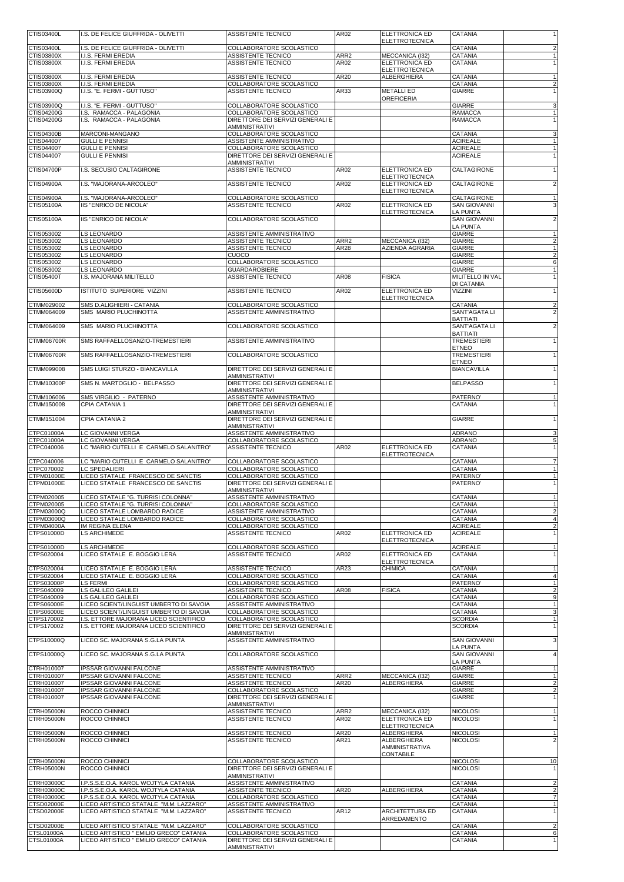| | | | | | | |
|---|---|---|---|---|---|---|
| CTIS03400L | I.S. DE FELICE GIUFFRIDA - OLIVETTI | ASSISTENTE TECNICO | AR02 | ELETTRONICA ED ELETTROTECNICA | CATANIA | 1 |
| CTIS03400L | I.S. DE FELICE GIUFFRIDA - OLIVETTI | COLLABORATORE SCOLASTICO | | | CATANIA | 2 |
| CTIS03800X | I.I.S. FERMI EREDIA | ASSISTENTE TECNICO | ARR2 | MECCANICA (I32) | CATANIA | 1 |
| CTIS03800X | I.I.S. FERMI EREDIA | ASSISTENTE TECNICO | AR02 | ELETTRONICA ED ELETTROTECNICA | CATANIA | 1 |
| CTIS03800X | I.I.S. FERMI EREDIA | ASSISTENTE TECNICO | AR20 | ALBERGHIERA | CATANIA | 1 |
| CTIS03800X | I.I.S. FERMI EREDIA | COLLABORATORE SCOLASTICO | | | CATANIA | 2 |
| CTIS03900Q | I.I.S. "E. FERMI - GUTTUSO" | ASSISTENTE TECNICO | AR33 | METALLI ED OREFICERIA | GIARRE | 1 |
| CTIS03900Q | I.I.S. "E. FERMI - GUTTUSO" | COLLABORATORE SCOLASTICO | | | GIARRE | 3 |
| CTIS04200G | I.S. RAMACCA - PALAGONIA | COLLABORATORE SCOLASTICO | | | RAMACCA | 1 |
| CTIS04200G | I.S. RAMACCA - PALAGONIA | DIRETTORE DEI SERVIZI GENERALI E AMMINISTRATIVI | | | RAMACCA | 1 |
| CTIS04300B | MARCONI-MANGANO | COLLABORATORE SCOLASTICO | | | CATANIA | 3 |
| CTIS044007 | GULLI E PENNISI | ASSISTENTE AMMINISTRATIVO | | | ACIREALE | 1 |
| CTIS044007 | GULLI E PENNISI | COLLABORATORE SCOLASTICO | | | ACIREALE | 1 |
| CTIS044007 | GULLI E PENNISI | DIRETTORE DEI SERVIZI GENERALI E AMMINISTRATIVI | | | ACIREALE | 1 |
| CTIS04700P | I.S. SECUSIO CALTAGIRONE | ASSISTENTE TECNICO | AR02 | ELETTRONICA ED ELETTROTECNICA | CALTAGIRONE | 1 |
| CTIS04900A | I.S. "MAJORANA-ARCOLEO" | ASSISTENTE TECNICO | AR02 | ELETTRONICA ED ELETTROTECNICA | CALTAGIRONE | 2 |
| CTIS04900A | I.S. "MAJORANA-ARCOLEO" | COLLABORATORE SCOLASTICO | | | CALTAGIRONE | 1 |
| CTIS05100A | IIS "ENRICO DE NICOLA" | ASSISTENTE TECNICO | AR02 | ELETTRONICA ED ELETTROTECNICA | SAN GIOVANNI LA PUNTA | 3 |
| CTIS05100A | IIS "ENRICO DE NICOLA" | COLLABORATORE SCOLASTICO | | | SAN GIOVANNI LA PUNTA | 2 |
| CTIS053002 | LS LEONARDO | ASSISTENTE AMMINISTRATIVO | | | GIARRE | 1 |
| CTIS053002 | LS LEONARDO | ASSISTENTE TECNICO | ARR2 | MECCANICA (I32) | GIARRE | 2 |
| CTIS053002 | LS LEONARDO | ASSISTENTE TECNICO | AR28 | AZIENDA AGRARIA | GIARRE | 1 |
| CTIS053002 | LS LEONARDO | CUOCO | | | GIARRE | 2 |
| CTIS053002 | LS LEONARDO | COLLABORATORE SCOLASTICO | | | GIARRE | 6 |
| CTIS053002 | LS LEONARDO | GUARDAROBIERE | | | GIARRE | 1 |
| CTIS05400T | I.S. MAJORANA MILITELLO | ASSISTENTE TECNICO | AR08 | FISICA | MILITELLO IN VAL DI CATANIA | 1 |
| CTIS05600D | ISTITUTO SUPERIORE VIZZINI | ASSISTENTE TECNICO | AR02 | ELETTRONICA ED ELETTROTECNICA | VIZZINI | 1 |
| CTMM029002 | SMS D.ALIGHIERI - CATANIA | COLLABORATORE SCOLASTICO | | | CATANIA | 2 |
| CTMM064009 | SMS MARIO PLUCHINOTTA | ASSISTENTE AMMINISTRATIVO | | | SANT'AGATA LI BATTIATI | 2 |
| CTMM064009 | SMS MARIO PLUCHINOTTA | COLLABORATORE SCOLASTICO | | | SANT'AGATA LI BATTIATI | 2 |
| CTMM06700R | SMS RAFFAELLOSANZIO-TREMESTIERI | ASSISTENTE AMMINISTRATIVO | | | TREMESTIERI ETNEO | 1 |
| CTMM06700R | SMS RAFFAELLOSANZIO-TREMESTIERI | COLLABORATORE SCOLASTICO | | | TREMESTIERI ETNEO | 1 |
| CTMM099008 | SMS LUIGI STURZO - BIANCAVILLA | DIRETTORE DEI SERVIZI GENERALI E AMMINISTRATIVI | | | BIANCAVILLA | 1 |
| CTMM10300P | SMS N. MARTOGLIO - BELPASSO | DIRETTORE DEI SERVIZI GENERALI E AMMINISTRATIVI | | | BELPASSO | 1 |
| CTMM106006 | SMS VIRGILIO - PATERNO | ASSISTENTE AMMINISTRATIVO | | | PATERNO' | 1 |
| CTMM150008 | CPIA CATANIA 1 | DIRETTORE DEI SERVIZI GENERALI E AMMINISTRATIVI | | | CATANIA | 1 |
| CTMM151004 | CPIA CATANIA 2 | DIRETTORE DEI SERVIZI GENERALI E AMMINISTRATIVI | | | GIARRE | 1 |
| CTPC01000A | LC GIOVANNI VERGA | ASSISTENTE AMMINISTRATIVO | | | ADRANO | 3 |
| CTPC01000A | LC GIOVANNI VERGA | COLLABORATORE SCOLASTICO | | | ADRANO | 5 |
| CTPC040006 | LC "MARIO CUTELLI E CARMELO SALANITRO" | ASSISTENTE TECNICO | AR02 | ELETTRONICA ED ELETTROTECNICA | CATANIA | 1 |
| CTPC040006 | LC "MARIO CUTELLI E CARMELO SALANITRO" | COLLABORATORE SCOLASTICO | | | CATANIA | 7 |
| CTPC070002 | LC SPEDALIERI | COLLABORATORE SCOLASTICO | | | CATANIA | 1 |
| CTPM01000E | LICEO STATALE FRANCESCO DE SANCTIS | COLLABORATORE SCOLASTICO | | | PATERNO' | 1 |
| CTPM01000E | LICEO STATALE FRANCESCO DE SANCTIS | DIRETTORE DEI SERVIZI GENERALI E AMMINISTRATIVI | | | PATERNO' | 1 |
| CTPM020005 | LICEO STATALE "G. TURRISI COLONNA" | ASSISTENTE AMMINISTRATIVO | | | CATANIA | 1 |
| CTPM020005 | LICEO STATALE "G. TURRISI COLONNA" | COLLABORATORE SCOLASTICO | | | CATANIA | 1 |
| CTPM03000Q | LICEO STATALE LOMBARDO RADICE | ASSISTENTE AMMINISTRATIVO | | | CATANIA | 2 |
| CTPM03000Q | LICEO STATALE LOMBARDO RADICE | COLLABORATORE SCOLASTICO | | | CATANIA | 4 |
| CTPM04000A | IM REGINA ELENA | COLLABORATORE SCOLASTICO | | | ACIREALE | 2 |
| CTPS01000D | LS ARCHIMEDE | ASSISTENTE TECNICO | AR02 | ELETTRONICA ED ELETTROTECNICA | ACIREALE | 1 |
| CTPS01000D | LS ARCHIMEDE | COLLABORATORE SCOLASTICO | | | ACIREALE | 1 |
| CTPS020004 | LICEO STATALE E. BOGGIO LERA | ASSISTENTE TECNICO | AR02 | ELETTRONICA ED ELETTROTECNICA | CATANIA | 1 |
| CTPS020004 | LICEO STATALE E. BOGGIO LERA | ASSISTENTE TECNICO | AR23 | CHIMICA | CATANIA | 1 |
| CTPS020004 | LICEO STATALE E. BOGGIO LERA | COLLABORATORE SCOLASTICO | | | CATANIA | 4 |
| CTPS03000P | LS FERMI | COLLABORATORE SCOLASTICO | | | PATERNO' | 1 |
| CTPS040009 | LS GALILEO GALILEI | ASSISTENTE TECNICO | AR08 | FISICA | CATANIA | 2 |
| CTPS040009 | LS GALILEO GALILEI | COLLABORATORE SCOLASTICO | | | CATANIA | 9 |
| CTPS06000E | LICEO SCIENT/LINGUIST UMBERTO DI SAVOIA | ASSISTENTE AMMINISTRATIVO | | | CATANIA | 1 |
| CTPS06000E | LICEO SCIENT/LINGUIST UMBERTO DI SAVOIA | COLLABORATORE SCOLASTICO | | | CATANIA | 3 |
| CTPS170002 | I.S. ETTORE MAJORANA LICEO SCIENTIFICO | COLLABORATORE SCOLASTICO | | | SCORDIA | 1 |
| CTPS170002 | I.S. ETTORE MAJORANA LICEO SCIENTIFICO | DIRETTORE DEI SERVIZI GENERALI E AMMINISTRATIVI | | | SCORDIA | 1 |
| CTPS10000Q | LICEO SC. MAJORANA S.G.LA PUNTA | ASSISTENTE AMMINISTRATIVO | | | SAN GIOVANNI LA PUNTA | 3 |
| CTPS10000Q | LICEO SC. MAJORANA S.G.LA PUNTA | COLLABORATORE SCOLASTICO | | | SAN GIOVANNI LA PUNTA | 4 |
| CTRH010007 | IPSSAR GIOVANNI FALCONE | ASSISTENTE AMMINISTRATIVO | | | GIARRE | 1 |
| CTRH010007 | IPSSAR GIOVANNI FALCONE | ASSISTENTE TECNICO | ARR2 | MECCANICA (I32) | GIARRE | 1 |
| CTRH010007 | IPSSAR GIOVANNI FALCONE | ASSISTENTE TECNICO | AR20 | ALBERGHIERA | GIARRE | 2 |
| CTRH010007 | IPSSAR GIOVANNI FALCONE | COLLABORATORE SCOLASTICO | | | GIARRE | 2 |
| CTRH010007 | IPSSAR GIOVANNI FALCONE | DIRETTORE DEI SERVIZI GENERALI E AMMINISTRATIVI | | | GIARRE | 1 |
| CTRH05000N | ROCCO CHINNICI | ASSISTENTE TECNICO | ARR2 | MECCANICA (I32) | NICOLOSI | 1 |
| CTRH05000N | ROCCO CHINNICI | ASSISTENTE TECNICO | AR02 | ELETTRONICA ED ELETTROTECNICA | NICOLOSI | 1 |
| CTRH05000N | ROCCO CHINNICI | ASSISTENTE TECNICO | AR20 | ALBERGHIERA | NICOLOSI | 1 |
| CTRH05000N | ROCCO CHINNICI | ASSISTENTE TECNICO | AR21 | ALBERGHIERA AMMINISTRATIVA CONTABILE | NICOLOSI | 2 |
| CTRH05000N | ROCCO CHINNICI | COLLABORATORE SCOLASTICO | | | NICOLOSI | 10 |
| CTRH05000N | ROCCO CHINNICI | DIRETTORE DEI SERVIZI GENERALI E AMMINISTRATIVI | | | NICOLOSI | 1 |
| CTRH03000C | I.P.S.S.E.O.A. KAROL WOJTYLA CATANIA | ASSISTENTE AMMINISTRATIVO | | | CATANIA | 2 |
| CTRH03000C | I.P.S.S.E.O.A. KAROL WOJTYLA CATANIA | ASSISTENTE TECNICO | AR20 | ALBERGHIERA | CATANIA | 2 |
| CTRH03000C | I.P.S.S.E.O.A. KAROL WOJTYLA CATANIA | COLLABORATORE SCOLASTICO | | | CATANIA | 7 |
| CTSD02000E | LICEO ARTISTICO STATALE "M.M. LAZZARO" | ASSISTENTE AMMINISTRATIVO | | | CATANIA | 1 |
| CTSD02000E | LICEO ARTISTICO STATALE "M.M. LAZZARO" | ASSISTENTE TECNICO | AR12 | ARCHITETTURA ED ARREDAMENTO | CATANIA | 1 |
| CTSD02000E | LICEO ARTISTICO STATALE "M.M. LAZZARO" | COLLABORATORE SCOLASTICO | | | CATANIA | 2 |
| CTSL01000A | LICEO ARTISTICO " EMILIO GRECO" CATANIA | COLLABORATORE SCOLASTICO | | | CATANIA | 6 |
| CTSL01000A | LICEO ARTISTICO " EMILIO GRECO" CATANIA | DIRETTORE DEI SERVIZI GENERALI E AMMINISTRATIVI | | | CATANIA | 1 |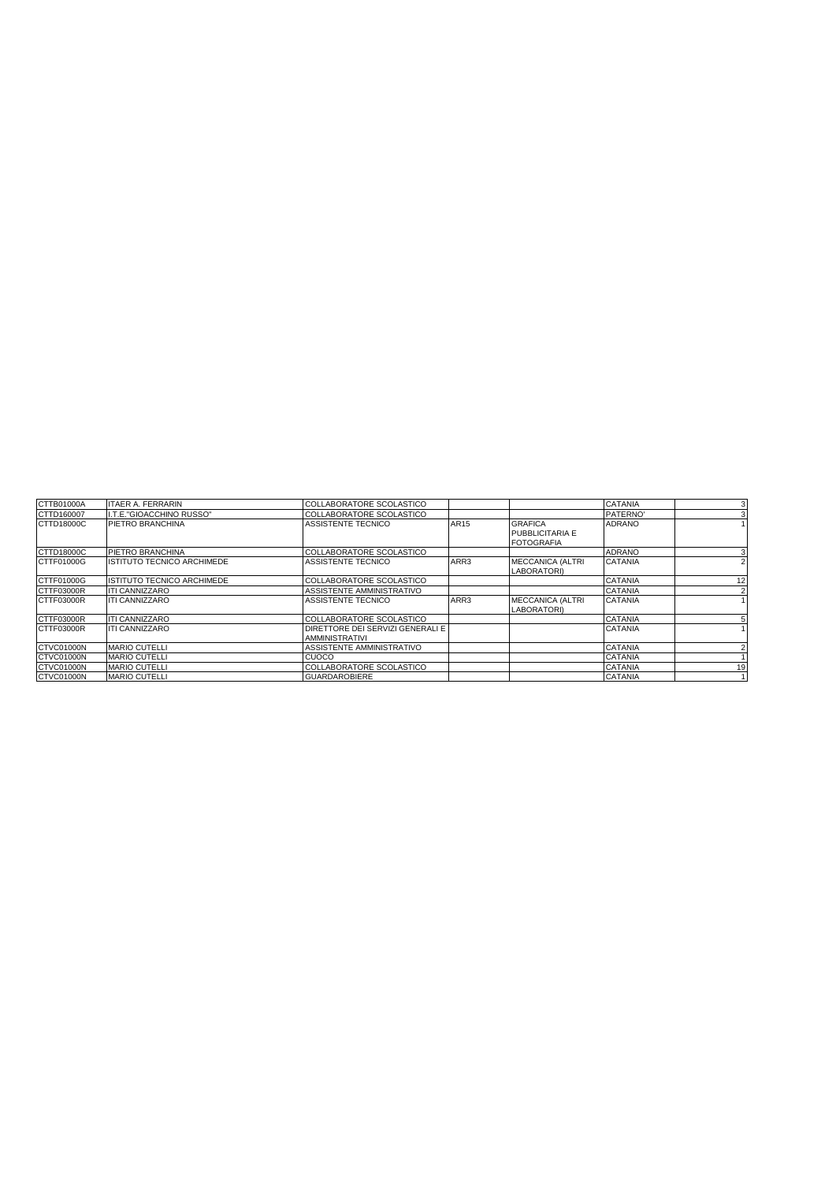| | | | | | | |
|---|---|---|---|---|---|---|
| CTTB01000A | ITAER A. FERRARIN | COLLABORATORE SCOLASTICO | | | CATANIA | 3 |
| CTTD160007 | I.T.E."GIOACCHINO RUSSO" | COLLABORATORE SCOLASTICO | | | PATERNO' | 3 |
| CTTD18000C | PIETRO BRANCHINA | ASSISTENTE TECNICO | AR15 | GRAFICA PUBBLICITARIA E FOTOGRAFIA | ADRANO | 1 |
| CTTD18000C | PIETRO BRANCHINA | COLLABORATORE SCOLASTICO | | | ADRANO | 3 |
| CTTF01000G | ISTITUTO TECNICO ARCHIMEDE | ASSISTENTE TECNICO | ARR3 | MECCANICA (ALTRI LABORATORI) | CATANIA | 2 |
| CTTF01000G | ISTITUTO TECNICO ARCHIMEDE | COLLABORATORE SCOLASTICO | | | CATANIA | 12 |
| CTTF03000R | ITI CANNIZZARO | ASSISTENTE AMMINISTRATIVO | | | CATANIA | 2 |
| CTTF03000R | ITI CANNIZZARO | ASSISTENTE TECNICO | ARR3 | MECCANICA (ALTRI LABORATORI) | CATANIA | 1 |
| CTTF03000R | ITI CANNIZZARO | COLLABORATORE SCOLASTICO | | | CATANIA | 5 |
| CTTF03000R | ITI CANNIZZARO | DIRETTORE DEI SERVIZI GENERALI E AMMINISTRATIVI | | | CATANIA | 1 |
| CTVC01000N | MARIO CUTELLI | ASSISTENTE AMMINISTRATIVO | | | CATANIA | 2 |
| CTVC01000N | MARIO CUTELLI | CUOCO | | | CATANIA | 1 |
| CTVC01000N | MARIO CUTELLI | COLLABORATORE SCOLASTICO | | | CATANIA | 19 |
| CTVC01000N | MARIO CUTELLI | GUARDAROBIERE | | | CATANIA | 1 |